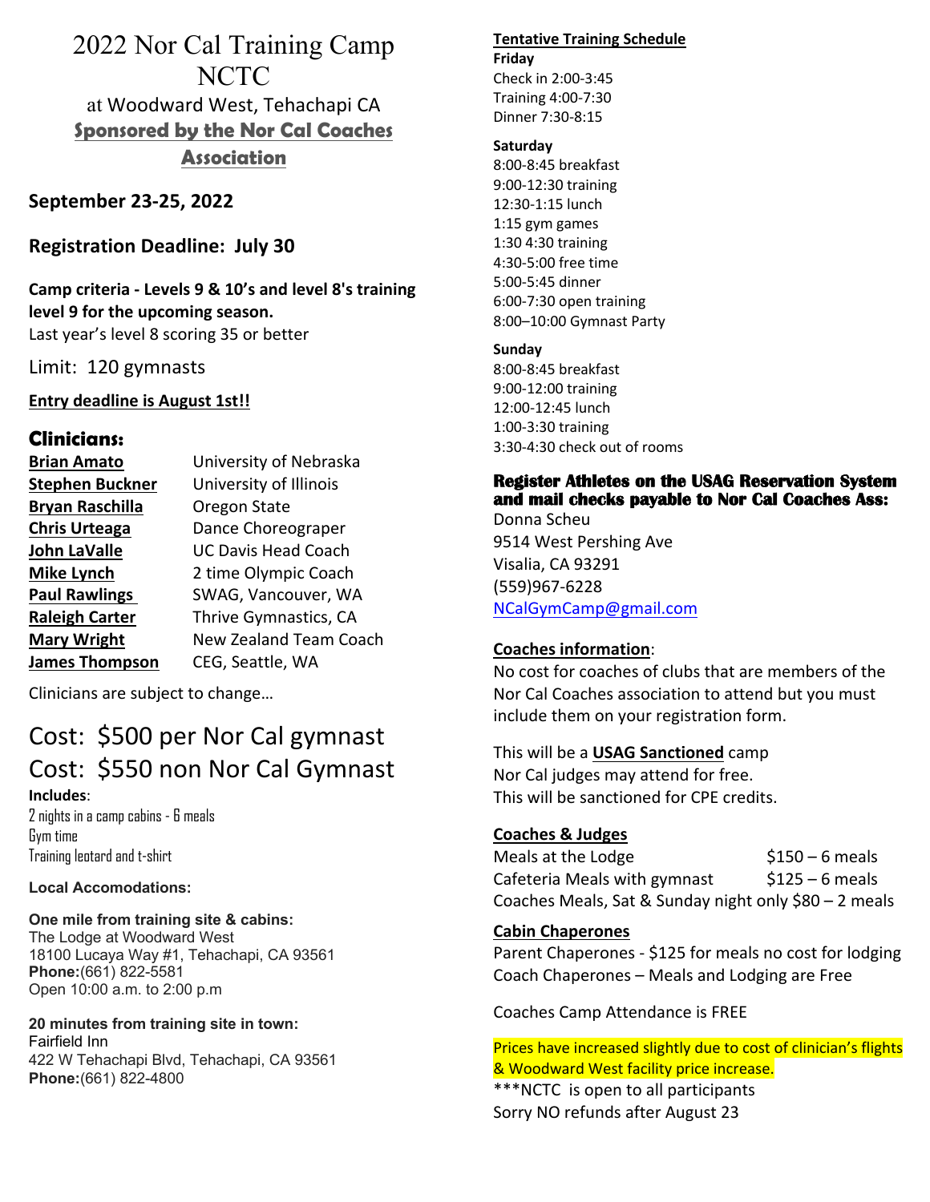# 2022 Nor Cal Training Camp NCTC

at Woodward West, Tehachapi CA

**Sponsored by the Nor Cal Coaches Association**

## September 23-25, 2022

## Registration Deadline: July 30

**Camp criteria - Levels 9 & 10's and level 8's training level 9 for the upcoming season.**
Last year's level 8 scoring 35 or better

Limit: 120 gymnasts

**Entry deadline is August 1st!!**

## Clinicians:

| | |
|---|---|
| **Brian Amato** | University of Nebraska |
| **Stephen Buckner** | University of Illinois |
| **Bryan Raschilla** | Oregon State |
| **Chris Urteaga** | Dance Choreograper |
| **John LaValle** | UC Davis Head Coach |
| **Mike Lynch** | 2 time Olympic Coach |
| **Paul Rawlings** | SWAG, Vancouver, WA |
| **Raleigh Carter** | Thrive Gymnastics, CA |
| **Mary Wright** | New Zealand Team Coach |
| **James Thompson** | CEG, Seattle, WA |

Clinicians are subject to change…

## Cost: $500 per Nor Cal gymnast
## Cost: $550 non Nor Cal Gymnast

**Includes**:
2 nights in a camp cabins - 6 meals
Gym time
Training leotard and t-shirt

**Local Accomodations:**

**One mile from training site & cabins:**
The Lodge at Woodward West
18100 Lucaya Way #1, Tehachapi, CA 93561
**Phone:**(661) 822-5581
Open 10:00 a.m. to 2:00 p.m

**20 minutes from training site in town:**
Fairfield Inn
422 W Tehachapi Blvd, Tehachapi, CA 93561
**Phone:**(661) 822-4800

**Tentative Training Schedule**

**Friday**
Check in 2:00-3:45
Training 4:00-7:30
Dinner 7:30-8:15

**Saturday**
8:00-8:45 breakfast
9:00-12:30 training
12:30-1:15 lunch
1:15 gym games
1:30 4:30 training
4:30-5:00 free time
5:00-5:45 dinner
6:00-7:30 open training
8:00–10:00 Gymnast Party

**Sunday**
8:00-8:45 breakfast
9:00-12:00 training
12:00-12:45 lunch
1:00-3:30 training
3:30-4:30 check out of rooms

**Register Athletes on the USAG Reservation System and mail checks payable to Nor Cal Coaches Ass:**
Donna Scheu
9514 West Pershing Ave
Visalia, CA 93291
(559)967-6228
NCalGymCamp@gmail.com

**Coaches information**:
No cost for coaches of clubs that are members of the Nor Cal Coaches association to attend but you must include them on your registration form.

This will be a **USAG Sanctioned** camp
Nor Cal judges may attend for free.
This will be sanctioned for CPE credits.

**Coaches & Judges**

| | |
|---|---|
| Meals at the Lodge | $150 – 6 meals |
| Cafeteria Meals with gymnast | $125 – 6 meals |
| Coaches Meals, Sat & Sunday night only | $80 – 2 meals |

**Cabin Chaperones**
Parent Chaperones - $125 for meals no cost for lodging
Coach Chaperones – Meals and Lodging are Free

Coaches Camp Attendance is FREE

Prices have increased slightly due to cost of clinician's flights & Woodward West facility price increase.
***NCTC is open to all participants
Sorry NO refunds after August 23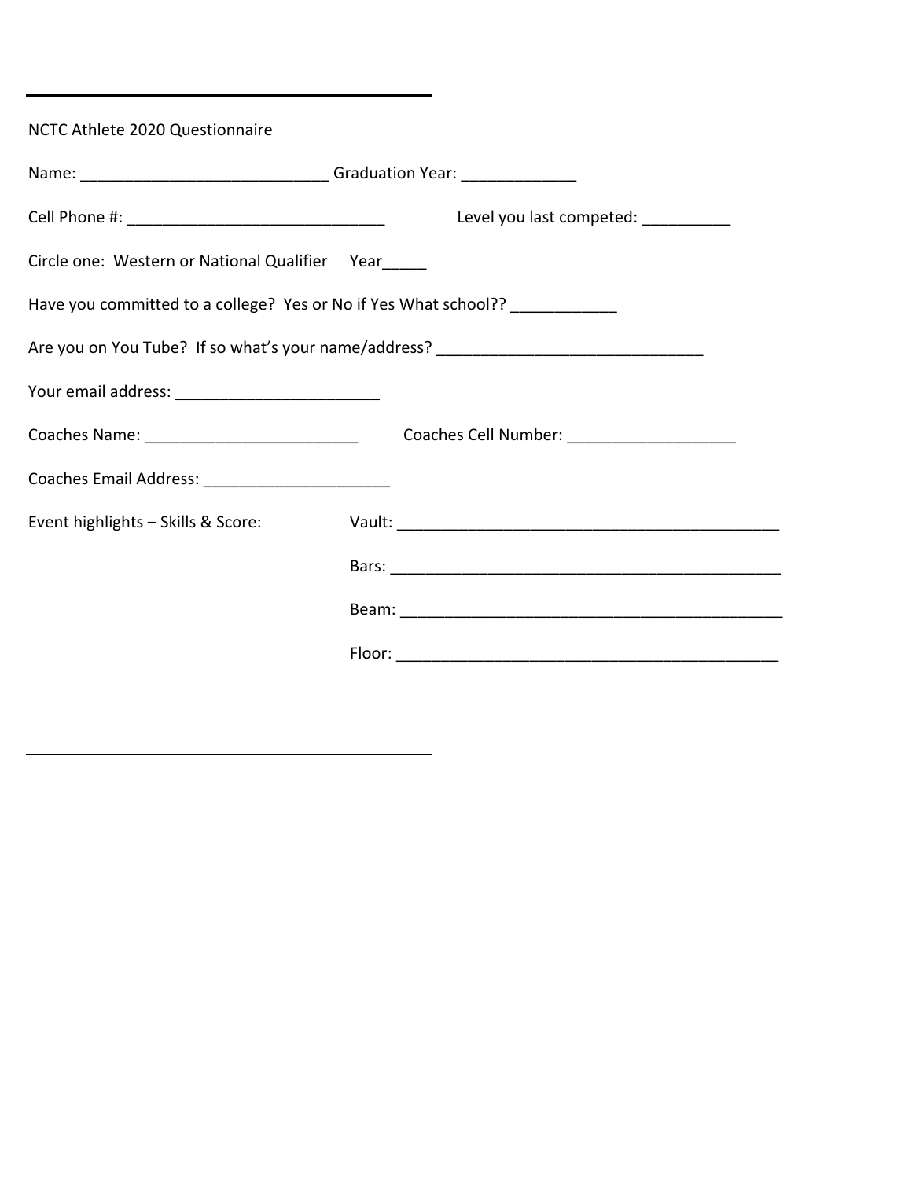---

NCTC Athlete 2020 Questionnaire

Name: ____________________________ Graduation Year: _____________

Cell Phone #: ______________________________ Level you last competed: __________

Circle one: Western or National Qualifier Year_____

Have you committed to a college? Yes or No if Yes What school?? ____________

Are you on You Tube? If so what's your name/address? ______________________________

Your email address: _______________________

Coaches Name: _________________________ Coaches Cell Number: ___________________

Coaches Email Address: _____________________

Event highlights – Skills & Score:

Vault: ____________________________________________

Bars: _____________________________________________

Beam: ____________________________________________

Floor: ____________________________________________

---